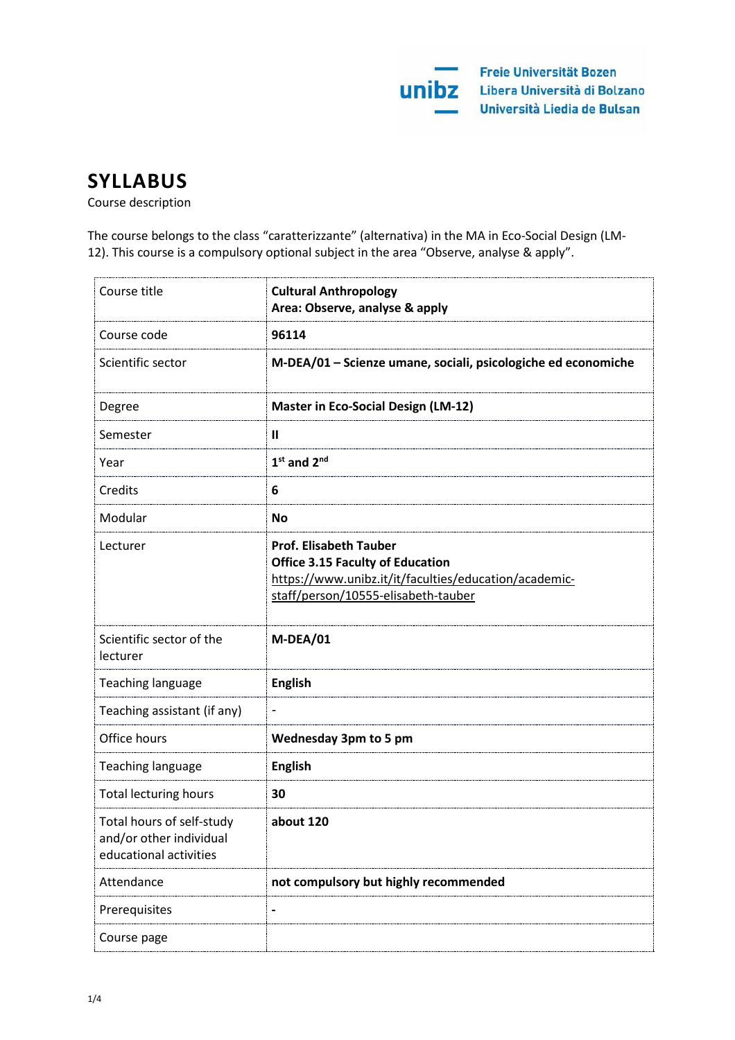Freie Universität Bozen
Libera Università di Bolzano
Università Liedia de Bulsan

# SYLLABUS

Course description

The course belongs to the class "caratterizzante" (alternativa) in the MA in Eco-Social Design (LM-12). This course is a compulsory optional subject in the area "Observe, analyse & apply".

| | |
|---|---|
| Course title | **Cultural Anthropology<br>Area: Observe, analyse & apply** |
| Course code | **96114** |
| Scientific sector | **M-DEA/01 – Scienze umane, sociali, psicologiche ed economiche** |
| Degree | **Master in Eco-Social Design (LM-12)** |
| Semester | **II** |
| Year | **1st and 2nd** |
| Credits | **6** |
| Modular | **No** |
| Lecturer | **Prof. Elisabeth Tauber<br>Office 3.15 Faculty of Education**<br>https://www.unibz.it/it/faculties/education/academic-staff/person/10555-elisabeth-tauber |
| Scientific sector of the lecturer | **M-DEA/01** |
| Teaching language | **English** |
| Teaching assistant (if any) | - |
| Office hours | **Wednesday 3pm to 5 pm** |
| Teaching language | **English** |
| Total lecturing hours | **30** |
| Total hours of self-study and/or other individual educational activities | **about 120** |
| Attendance | **not compulsory but highly recommended** |
| Prerequisites | **-** |
| Course page | |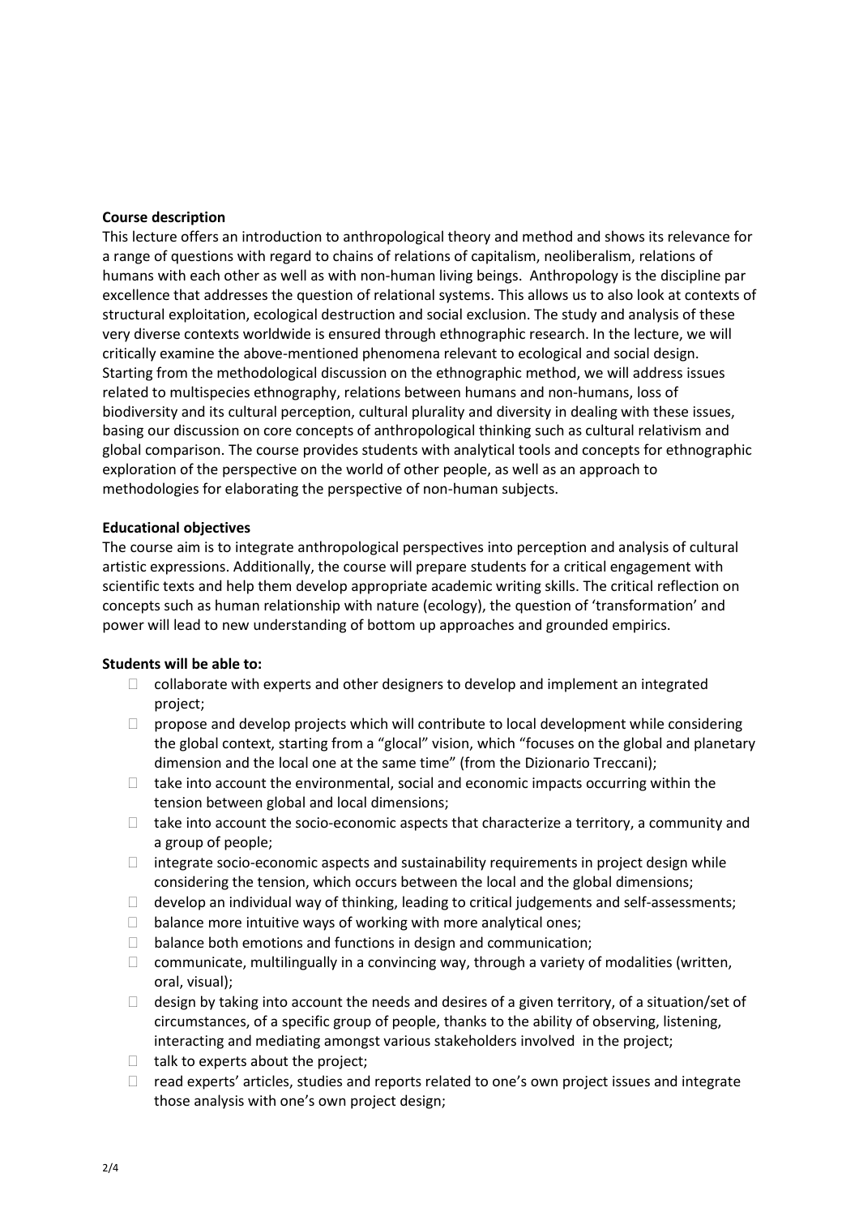**Course description**

This lecture offers an introduction to anthropological theory and method and shows its relevance for a range of questions with regard to chains of relations of capitalism, neoliberalism, relations of humans with each other as well as with non-human living beings. Anthropology is the discipline par excellence that addresses the question of relational systems. This allows us to also look at contexts of structural exploitation, ecological destruction and social exclusion. The study and analysis of these very diverse contexts worldwide is ensured through ethnographic research. In the lecture, we will critically examine the above-mentioned phenomena relevant to ecological and social design. Starting from the methodological discussion on the ethnographic method, we will address issues related to multispecies ethnography, relations between humans and non-humans, loss of biodiversity and its cultural perception, cultural plurality and diversity in dealing with these issues, basing our discussion on core concepts of anthropological thinking such as cultural relativism and global comparison. The course provides students with analytical tools and concepts for ethnographic exploration of the perspective on the world of other people, as well as an approach to methodologies for elaborating the perspective of non-human subjects.

**Educational objectives**

The course aim is to integrate anthropological perspectives into perception and analysis of cultural artistic expressions. Additionally, the course will prepare students for a critical engagement with scientific texts and help them develop appropriate academic writing skills. The critical reflection on concepts such as human relationship with nature (ecology), the question of 'transformation' and power will lead to new understanding of bottom up approaches and grounded empirics.

**Students will be able to:**

- collaborate with experts and other designers to develop and implement an integrated project;
- propose and develop projects which will contribute to local development while considering the global context, starting from a "glocal" vision, which "focuses on the global and planetary dimension and the local one at the same time" (from the Dizionario Treccani);
- take into account the environmental, social and economic impacts occurring within the tension between global and local dimensions;
- take into account the socio-economic aspects that characterize a territory, a community and a group of people;
- integrate socio-economic aspects and sustainability requirements in project design while considering the tension, which occurs between the local and the global dimensions;
- develop an individual way of thinking, leading to critical judgements and self-assessments;
- balance more intuitive ways of working with more analytical ones;
- balance both emotions and functions in design and communication;
- communicate, multilingually in a convincing way, through a variety of modalities (written, oral, visual);
- design by taking into account the needs and desires of a given territory, of a situation/set of circumstances, of a specific group of people, thanks to the ability of observing, listening, interacting and mediating amongst various stakeholders involved in the project;
- talk to experts about the project;
- read experts' articles, studies and reports related to one's own project issues and integrate those analysis with one's own project design;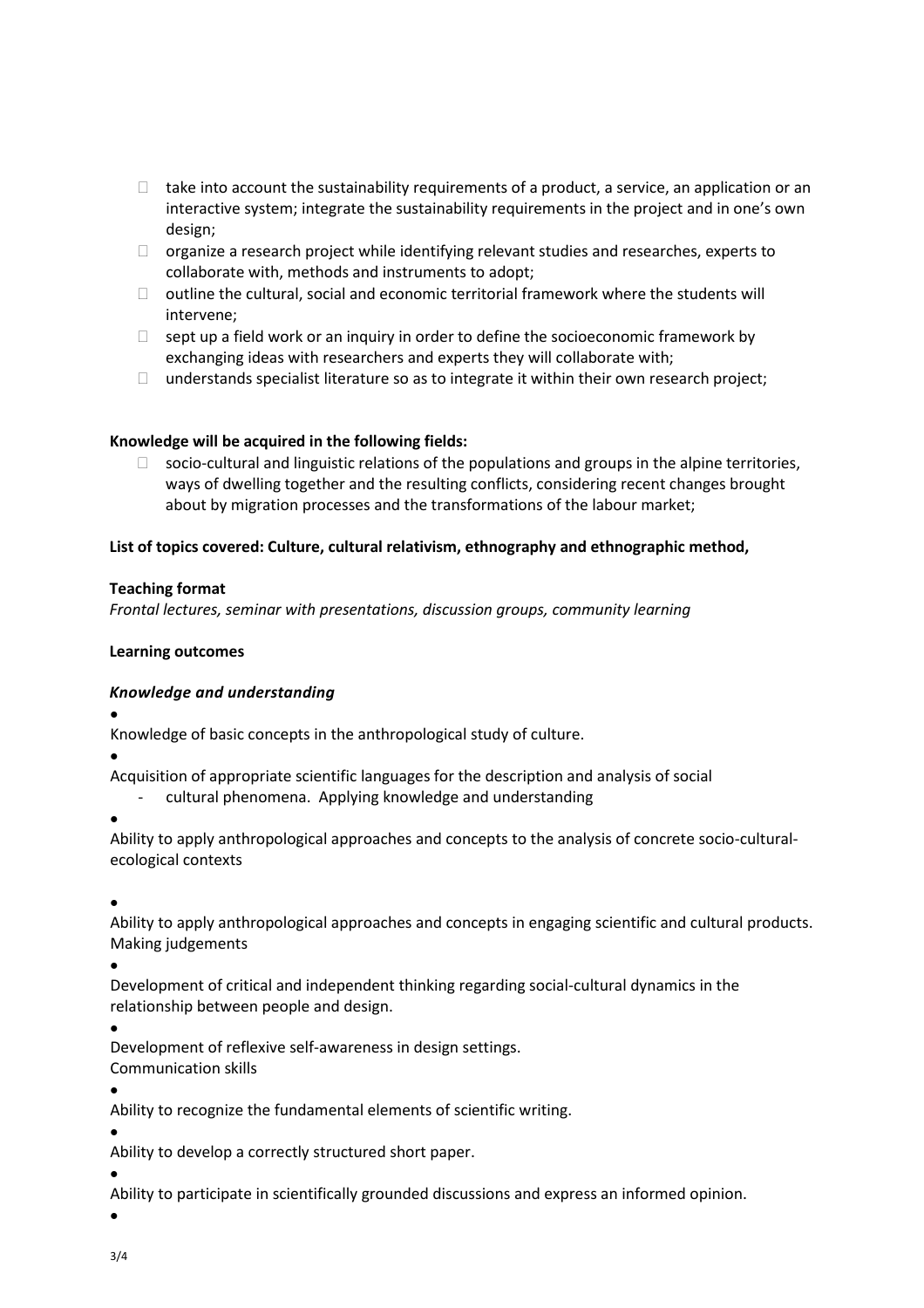- take into account the sustainability requirements of a product, a service, an application or an interactive system; integrate the sustainability requirements in the project and in one's own design;
- organize a research project while identifying relevant studies and researches, experts to collaborate with, methods and instruments to adopt;
- outline the cultural, social and economic territorial framework where the students will intervene;
- sept up a field work or an inquiry in order to define the socioeconomic framework by exchanging ideas with researchers and experts they will collaborate with;
- understands specialist literature so as to integrate it within their own research project;

**Knowledge will be acquired in the following fields:**

- socio-cultural and linguistic relations of the populations and groups in the alpine territories, ways of dwelling together and the resulting conflicts, considering recent changes brought about by migration processes and the transformations of the labour market;

**List of topics covered: Culture, cultural relativism, ethnography and ethnographic method,**

**Teaching format**

*Frontal lectures, seminar with presentations, discussion groups, community learning*

**Learning outcomes**

***Knowledge and understanding***

- Knowledge of basic concepts in the anthropological study of culture.
- Acquisition of appropriate scientific languages for the description and analysis of social
  - cultural phenomena. Applying knowledge and understanding
- Ability to apply anthropological approaches and concepts to the analysis of concrete socio-cultural-ecological contexts
- Ability to apply anthropological approaches and concepts in engaging scientific and cultural products. Making judgements
- Development of critical and independent thinking regarding social-cultural dynamics in the relationship between people and design.
- Development of reflexive self-awareness in design settings.
Communication skills
- Ability to recognize the fundamental elements of scientific writing.
- Ability to develop a correctly structured short paper.
- Ability to participate in scientifically grounded discussions and express an informed opinion.
-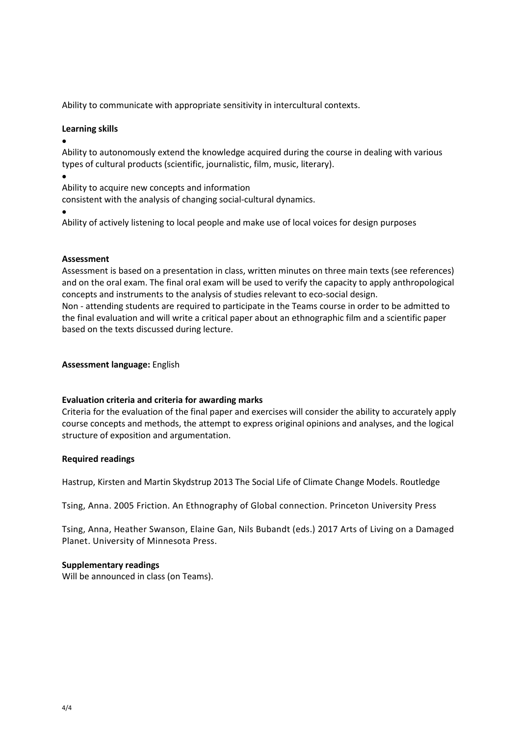Ability to communicate with appropriate sensitivity in intercultural contexts.

**Learning skills**

- Ability to autonomously extend the knowledge acquired during the course in dealing with various types of cultural products (scientific, journalistic, film, music, literary).
- Ability to acquire new concepts and information consistent with the analysis of changing social-cultural dynamics.
- Ability of actively listening to local people and make use of local voices for design purposes

**Assessment**

Assessment is based on a presentation in class, written minutes on three main texts (see references) and on the oral exam. The final oral exam will be used to verify the capacity to apply anthropological concepts and instruments to the analysis of studies relevant to eco-social design.
Non - attending students are required to participate in the Teams course in order to be admitted to the final evaluation and will write a critical paper about an ethnographic film and a scientific paper based on the texts discussed during lecture.

**Assessment language:** English

**Evaluation criteria and criteria for awarding marks**

Criteria for the evaluation of the final paper and exercises will consider the ability to accurately apply course concepts and methods, the attempt to express original opinions and analyses, and the logical structure of exposition and argumentation.

**Required readings**

Hastrup, Kirsten and Martin Skydstrup 2013 The Social Life of Climate Change Models. Routledge

Tsing, Anna. 2005 Friction. An Ethnography of Global connection. Princeton University Press

Tsing, Anna, Heather Swanson, Elaine Gan, Nils Bubandt (eds.) 2017 Arts of Living on a Damaged Planet. University of Minnesota Press.

**Supplementary readings**

Will be announced in class (on Teams).